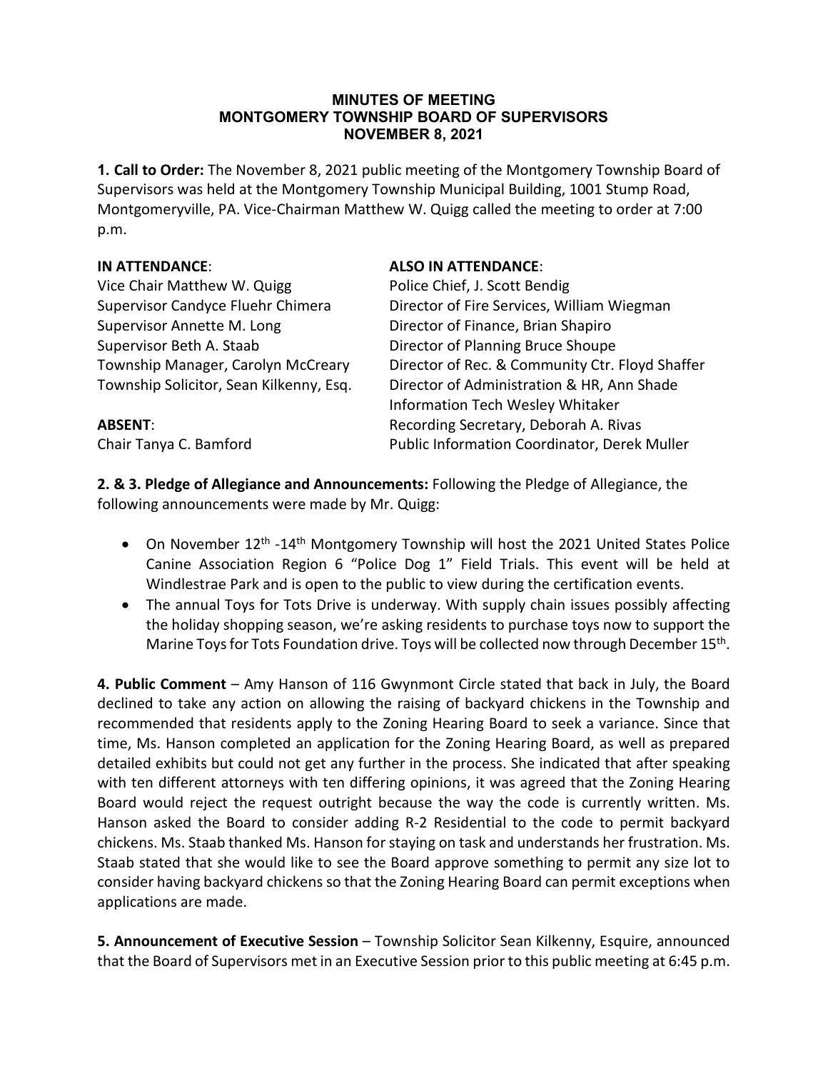# MINUTES OF MEETING
# MONTGOMERY TOWNSHIP BOARD OF SUPERVISORS
# NOVEMBER 8, 2021

**1. Call to Order:** The November 8, 2021 public meeting of the Montgomery Township Board of Supervisors was held at the Montgomery Township Municipal Building, 1001 Stump Road, Montgomeryville, PA. Vice-Chairman Matthew W. Quigg called the meeting to order at 7:00 p.m.

**IN ATTENDANCE**:
Vice Chair Matthew W. Quigg
Supervisor Candyce Fluehr Chimera
Supervisor Annette M. Long
Supervisor Beth A. Staab
Township Manager, Carolyn McCreary
Township Solicitor, Sean Kilkenny, Esq.

**ABSENT**:
Chair Tanya C. Bamford

**ALSO IN ATTENDANCE**:
Police Chief, J. Scott Bendig
Director of Fire Services, William Wiegman
Director of Finance, Brian Shapiro
Director of Planning Bruce Shoupe
Director of Rec. & Community Ctr. Floyd Shaffer
Director of Administration & HR, Ann Shade
Information Tech Wesley Whitaker
Recording Secretary, Deborah A. Rivas
Public Information Coordinator, Derek Muller

**2. & 3. Pledge of Allegiance and Announcements:** Following the Pledge of Allegiance, the following announcements were made by Mr. Quigg:

- On November 12th -14th Montgomery Township will host the 2021 United States Police Canine Association Region 6 "Police Dog 1" Field Trials. This event will be held at Windlestrae Park and is open to the public to view during the certification events.
- The annual Toys for Tots Drive is underway. With supply chain issues possibly affecting the holiday shopping season, we're asking residents to purchase toys now to support the Marine Toys for Tots Foundation drive. Toys will be collected now through December 15th.

**4. Public Comment** – Amy Hanson of 116 Gwynmont Circle stated that back in July, the Board declined to take any action on allowing the raising of backyard chickens in the Township and recommended that residents apply to the Zoning Hearing Board to seek a variance. Since that time, Ms. Hanson completed an application for the Zoning Hearing Board, as well as prepared detailed exhibits but could not get any further in the process. She indicated that after speaking with ten different attorneys with ten differing opinions, it was agreed that the Zoning Hearing Board would reject the request outright because the way the code is currently written. Ms. Hanson asked the Board to consider adding R-2 Residential to the code to permit backyard chickens. Ms. Staab thanked Ms. Hanson for staying on task and understands her frustration. Ms. Staab stated that she would like to see the Board approve something to permit any size lot to consider having backyard chickens so that the Zoning Hearing Board can permit exceptions when applications are made.

**5. Announcement of Executive Session** – Township Solicitor Sean Kilkenny, Esquire, announced that the Board of Supervisors met in an Executive Session prior to this public meeting at 6:45 p.m.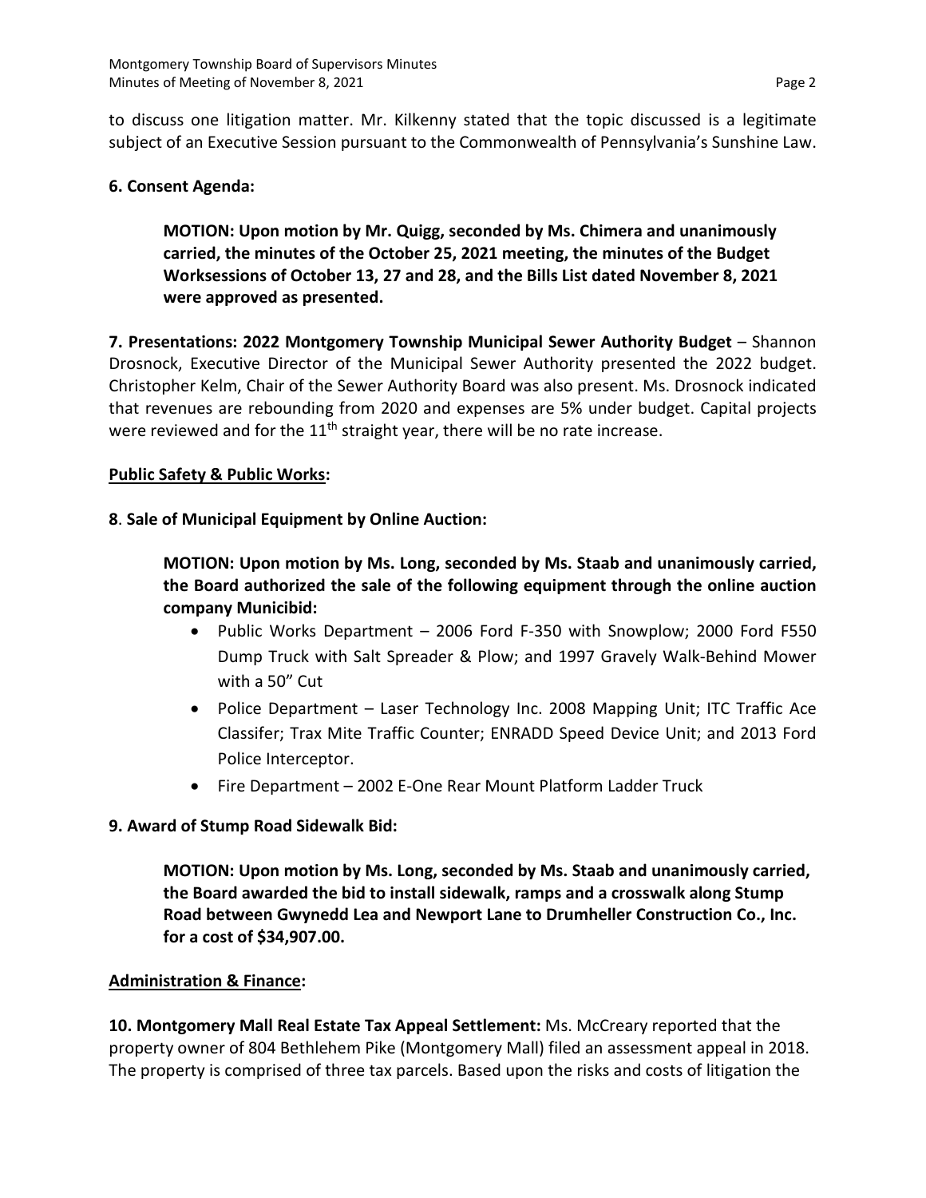to discuss one litigation matter. Mr. Kilkenny stated that the topic discussed is a legitimate subject of an Executive Session pursuant to the Commonwealth of Pennsylvania's Sunshine Law.

**6. Consent Agenda:**

> **MOTION: Upon motion by Mr. Quigg, seconded by Ms. Chimera and unanimously carried, the minutes of the October 25, 2021 meeting, the minutes of the Budget Worksessions of October 13, 27 and 28, and the Bills List dated November 8, 2021 were approved as presented.**

**7. Presentations: 2022 Montgomery Township Municipal Sewer Authority Budget** – Shannon Drosnock, Executive Director of the Municipal Sewer Authority presented the 2022 budget. Christopher Kelm, Chair of the Sewer Authority Board was also present. Ms. Drosnock indicated that revenues are rebounding from 2020 and expenses are 5% under budget. Capital projects were reviewed and for the 11th straight year, there will be no rate increase.

**Public Safety & Public Works:**

**8. Sale of Municipal Equipment by Online Auction:**

> **MOTION: Upon motion by Ms. Long, seconded by Ms. Staab and unanimously carried, the Board authorized the sale of the following equipment through the online auction company Municibid:**
>
> - Public Works Department – 2006 Ford F-350 with Snowplow; 2000 Ford F550 Dump Truck with Salt Spreader & Plow; and 1997 Gravely Walk-Behind Mower with a 50" Cut
> - Police Department – Laser Technology Inc. 2008 Mapping Unit; ITC Traffic Ace Classifer; Trax Mite Traffic Counter; ENRADD Speed Device Unit; and 2013 Ford Police Interceptor.
> - Fire Department – 2002 E-One Rear Mount Platform Ladder Truck

**9. Award of Stump Road Sidewalk Bid:**

> **MOTION: Upon motion by Ms. Long, seconded by Ms. Staab and unanimously carried, the Board awarded the bid to install sidewalk, ramps and a crosswalk along Stump Road between Gwynedd Lea and Newport Lane to Drumheller Construction Co., Inc. for a cost of $34,907.00.**

**Administration & Finance:**

**10. Montgomery Mall Real Estate Tax Appeal Settlement:** Ms. McCreary reported that the property owner of 804 Bethlehem Pike (Montgomery Mall) filed an assessment appeal in 2018. The property is comprised of three tax parcels. Based upon the risks and costs of litigation the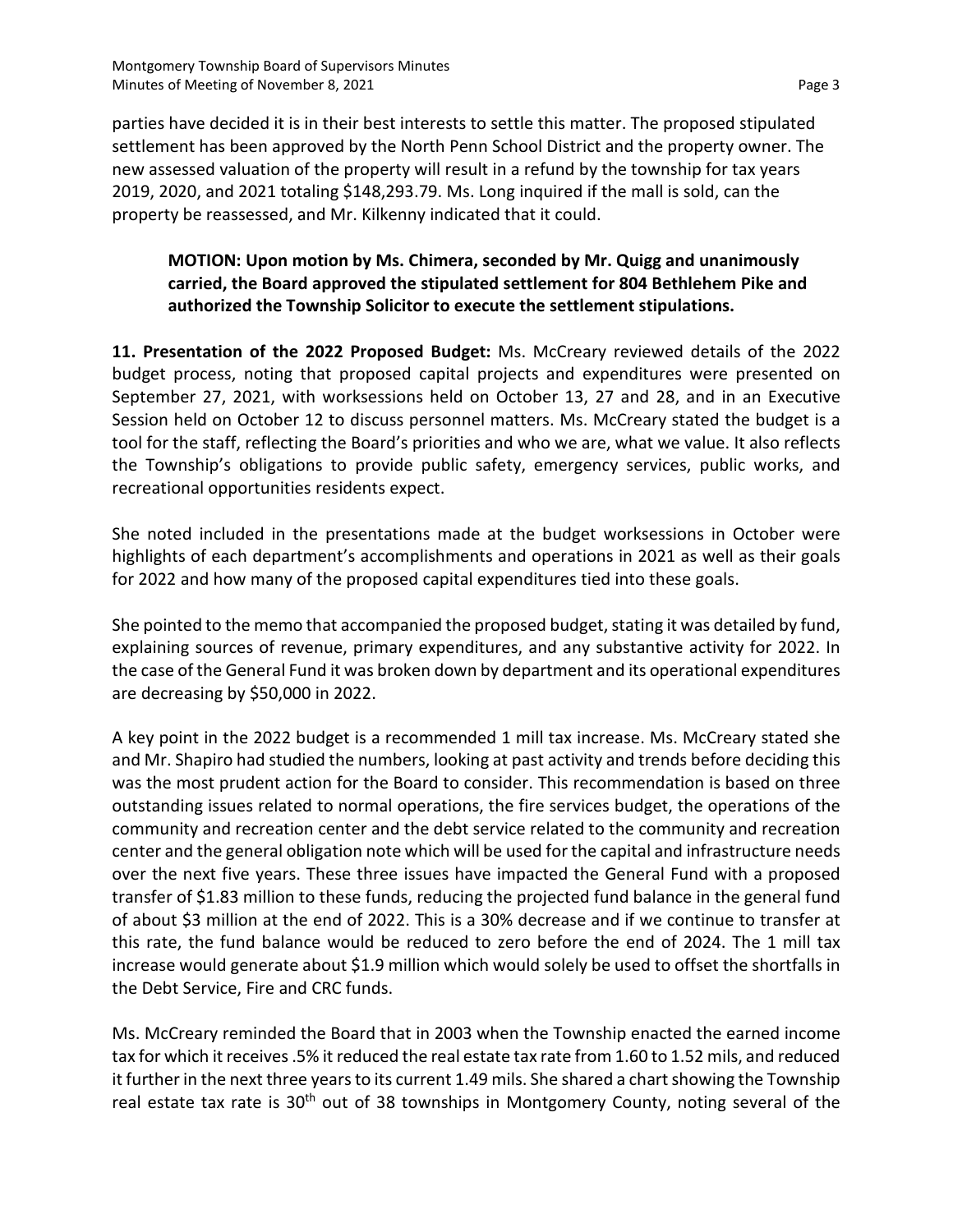parties have decided it is in their best interests to settle this matter. The proposed stipulated settlement has been approved by the North Penn School District and the property owner. The new assessed valuation of the property will result in a refund by the township for tax years 2019, 2020, and 2021 totaling $148,293.79. Ms. Long inquired if the mall is sold, can the property be reassessed, and Mr. Kilkenny indicated that it could.

> **MOTION: Upon motion by Ms. Chimera, seconded by Mr. Quigg and unanimously carried, the Board approved the stipulated settlement for 804 Bethlehem Pike and authorized the Township Solicitor to execute the settlement stipulations.**

**11. Presentation of the 2022 Proposed Budget:** Ms. McCreary reviewed details of the 2022 budget process, noting that proposed capital projects and expenditures were presented on September 27, 2021, with worksessions held on October 13, 27 and 28, and in an Executive Session held on October 12 to discuss personnel matters. Ms. McCreary stated the budget is a tool for the staff, reflecting the Board's priorities and who we are, what we value. It also reflects the Township's obligations to provide public safety, emergency services, public works, and recreational opportunities residents expect.

She noted included in the presentations made at the budget worksessions in October were highlights of each department's accomplishments and operations in 2021 as well as their goals for 2022 and how many of the proposed capital expenditures tied into these goals.

She pointed to the memo that accompanied the proposed budget, stating it was detailed by fund, explaining sources of revenue, primary expenditures, and any substantive activity for 2022. In the case of the General Fund it was broken down by department and its operational expenditures are decreasing by $50,000 in 2022.

A key point in the 2022 budget is a recommended 1 mill tax increase. Ms. McCreary stated she and Mr. Shapiro had studied the numbers, looking at past activity and trends before deciding this was the most prudent action for the Board to consider. This recommendation is based on three outstanding issues related to normal operations, the fire services budget, the operations of the community and recreation center and the debt service related to the community and recreation center and the general obligation note which will be used for the capital and infrastructure needs over the next five years. These three issues have impacted the General Fund with a proposed transfer of $1.83 million to these funds, reducing the projected fund balance in the general fund of about $3 million at the end of 2022. This is a 30% decrease and if we continue to transfer at this rate, the fund balance would be reduced to zero before the end of 2024. The 1 mill tax increase would generate about $1.9 million which would solely be used to offset the shortfalls in the Debt Service, Fire and CRC funds.

Ms. McCreary reminded the Board that in 2003 when the Township enacted the earned income tax for which it receives .5% it reduced the real estate tax rate from 1.60 to 1.52 mils, and reduced it further in the next three years to its current 1.49 mils. She shared a chart showing the Township real estate tax rate is 30th out of 38 townships in Montgomery County, noting several of the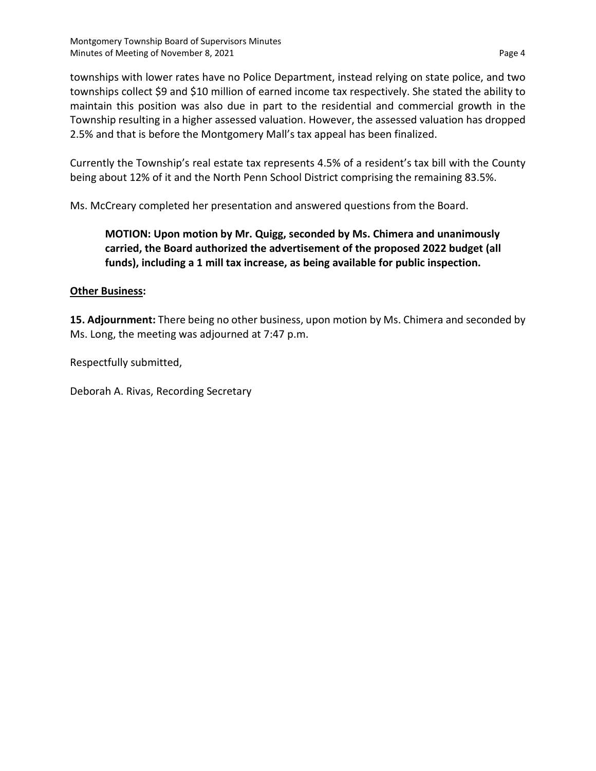townships with lower rates have no Police Department, instead relying on state police, and two townships collect $9 and $10 million of earned income tax respectively. She stated the ability to maintain this position was also due in part to the residential and commercial growth in the Township resulting in a higher assessed valuation. However, the assessed valuation has dropped 2.5% and that is before the Montgomery Mall's tax appeal has been finalized.

Currently the Township's real estate tax represents 4.5% of a resident's tax bill with the County being about 12% of it and the North Penn School District comprising the remaining 83.5%.

Ms. McCreary completed her presentation and answered questions from the Board.

> **MOTION: Upon motion by Mr. Quigg, seconded by Ms. Chimera and unanimously carried, the Board authorized the advertisement of the proposed 2022 budget (all funds), including a 1 mill tax increase, as being available for public inspection.**

**Other Business:**

**15. Adjournment:** There being no other business, upon motion by Ms. Chimera and seconded by Ms. Long, the meeting was adjourned at 7:47 p.m.

Respectfully submitted,

Deborah A. Rivas, Recording Secretary